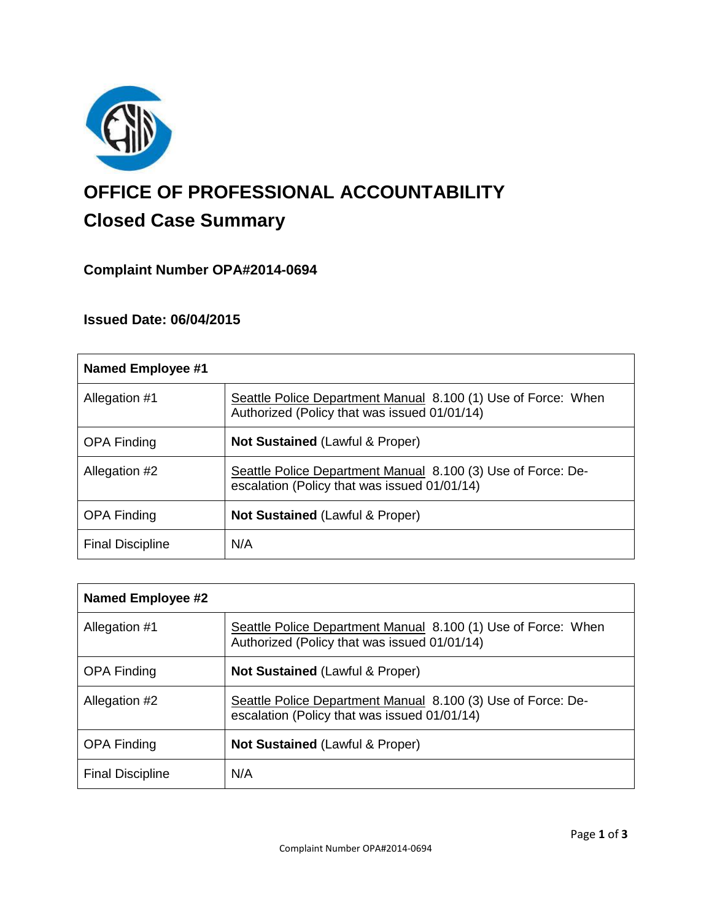# OFFICE OF PROFESSIONAL ACCOUNTABILITY

## Closed Case Summary

### Complaint Number OPA#2014-0694

### Issued Date: 06/04/2015

| Named Employee #1 | |
|---|---|
| Allegation #1 | Seattle Police Department Manual 8.100 (1) Use of Force: When Authorized (Policy that was issued 01/01/14) |
| OPA Finding | **Not Sustained** (Lawful & Proper) |
| Allegation #2 | Seattle Police Department Manual 8.100 (3) Use of Force: De-escalation (Policy that was issued 01/01/14) |
| OPA Finding | **Not Sustained** (Lawful & Proper) |
| Final Discipline | N/A |

| Named Employee #2 | |
|---|---|
| Allegation #1 | Seattle Police Department Manual 8.100 (1) Use of Force: When Authorized (Policy that was issued 01/01/14) |
| OPA Finding | **Not Sustained** (Lawful & Proper) |
| Allegation #2 | Seattle Police Department Manual 8.100 (3) Use of Force: De-escalation (Policy that was issued 01/01/14) |
| OPA Finding | **Not Sustained** (Lawful & Proper) |
| Final Discipline | N/A |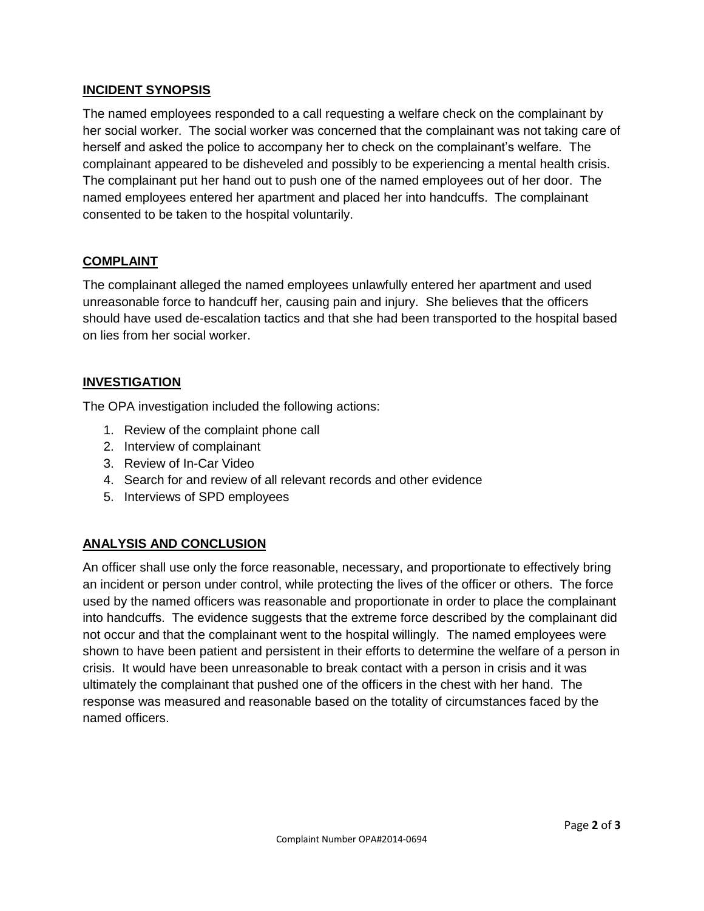## INCIDENT SYNOPSIS

The named employees responded to a call requesting a welfare check on the complainant by her social worker. The social worker was concerned that the complainant was not taking care of herself and asked the police to accompany her to check on the complainant's welfare. The complainant appeared to be disheveled and possibly to be experiencing a mental health crisis. The complainant put her hand out to push one of the named employees out of her door. The named employees entered her apartment and placed her into handcuffs. The complainant consented to be taken to the hospital voluntarily.

## COMPLAINT

The complainant alleged the named employees unlawfully entered her apartment and used unreasonable force to handcuff her, causing pain and injury. She believes that the officers should have used de-escalation tactics and that she had been transported to the hospital based on lies from her social worker.

## INVESTIGATION

The OPA investigation included the following actions:

1. Review of the complaint phone call
2. Interview of complainant
3. Review of In-Car Video
4. Search for and review of all relevant records and other evidence
5. Interviews of SPD employees

## ANALYSIS AND CONCLUSION

An officer shall use only the force reasonable, necessary, and proportionate to effectively bring an incident or person under control, while protecting the lives of the officer or others. The force used by the named officers was reasonable and proportionate in order to place the complainant into handcuffs. The evidence suggests that the extreme force described by the complainant did not occur and that the complainant went to the hospital willingly. The named employees were shown to have been patient and persistent in their efforts to determine the welfare of a person in crisis. It would have been unreasonable to break contact with a person in crisis and it was ultimately the complainant that pushed one of the officers in the chest with her hand. The response was measured and reasonable based on the totality of circumstances faced by the named officers.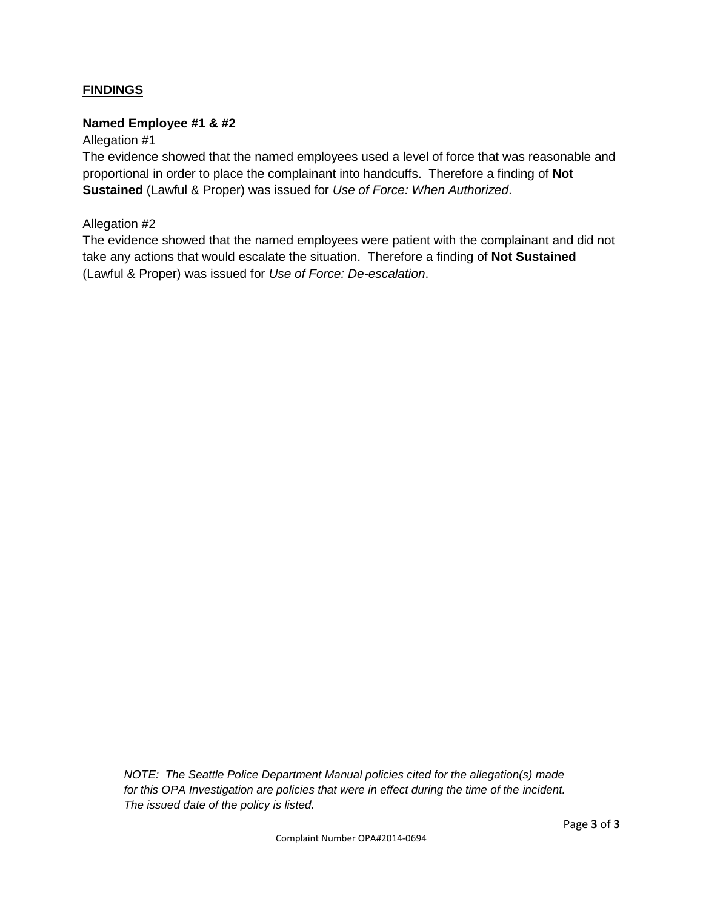## FINDINGS

**Named Employee #1 & #2**

Allegation #1

The evidence showed that the named employees used a level of force that was reasonable and proportional in order to place the complainant into handcuffs. Therefore a finding of **Not Sustained** (Lawful & Proper) was issued for *Use of Force: When Authorized*.

Allegation #2

The evidence showed that the named employees were patient with the complainant and did not take any actions that would escalate the situation. Therefore a finding of **Not Sustained** (Lawful & Proper) was issued for *Use of Force: De-escalation*.

*NOTE: The Seattle Police Department Manual policies cited for the allegation(s) made for this OPA Investigation are policies that were in effect during the time of the incident. The issued date of the policy is listed.*